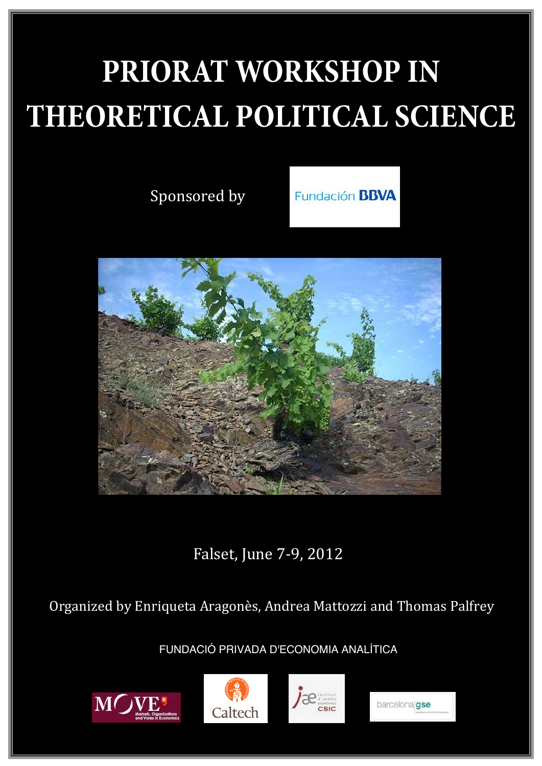# PRIORAT WORKSHOP IN THEORETICAL POLITICAL SCIENCE

Sponsored by Fundación BBVA

Falset, June 7-9, 2012

Organized by Enriqueta Aragonès, Andrea Mattozzi and Thomas Palfrey

FUNDACIÓ PRIVADA D'ECONOMIA ANALÍTICA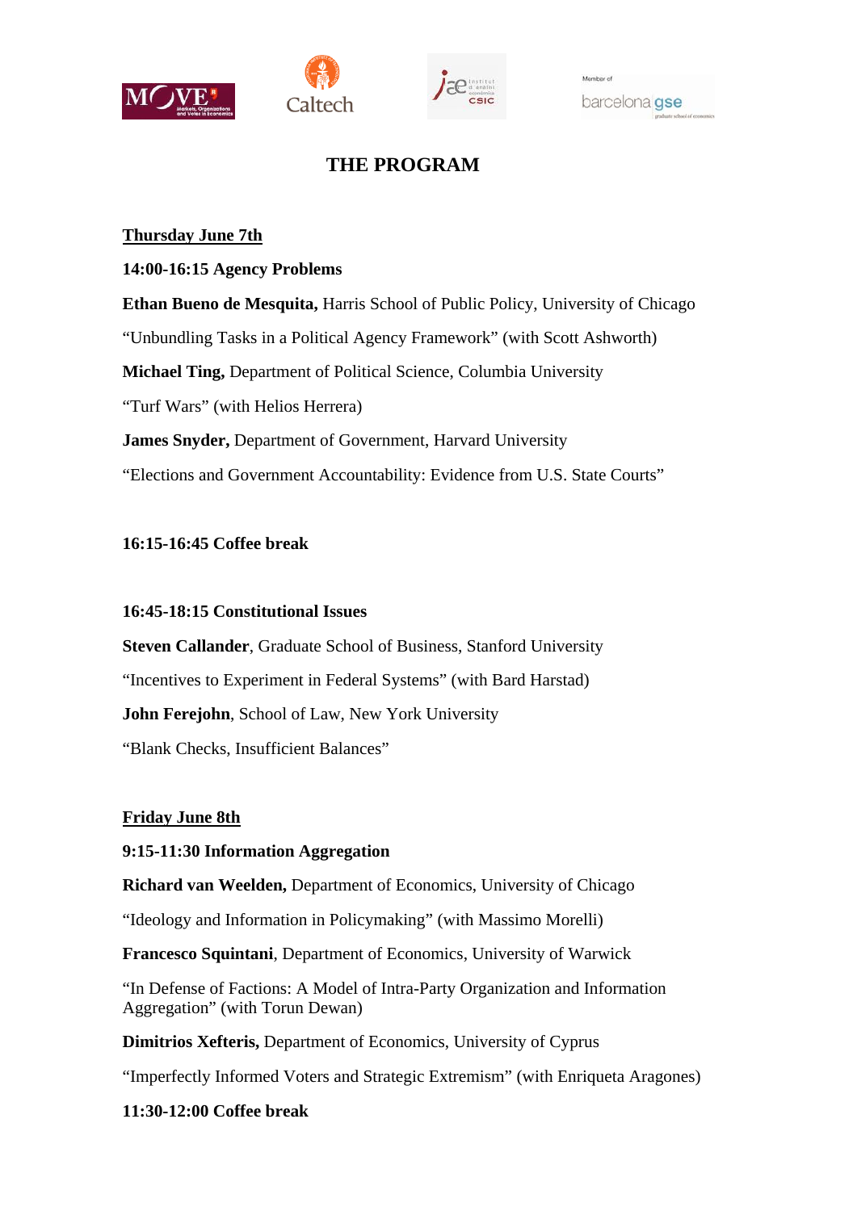# THE PROGRAM

**Thursday June 7th**

**14:00-16:15 Agency Problems**

**Ethan Bueno de Mesquita,** Harris School of Public Policy, University of Chicago

“Unbundling Tasks in a Political Agency Framework” (with Scott Ashworth)

**Michael Ting,** Department of Political Science, Columbia University

“Turf Wars” (with Helios Herrera)

**James Snyder,** Department of Government, Harvard University

“Elections and Government Accountability: Evidence from U.S. State Courts”

**16:15-16:45 Coffee break**

**16:45-18:15 Constitutional Issues**

**Steven Callander**, Graduate School of Business, Stanford University

“Incentives to Experiment in Federal Systems” (with Bard Harstad)

**John Ferejohn**, School of Law, New York University

“Blank Checks, Insufficient Balances”

**Friday June 8th**

**9:15-11:30 Information Aggregation**

**Richard van Weelden,** Department of Economics, University of Chicago

“Ideology and Information in Policymaking” (with Massimo Morelli)

**Francesco Squintani**, Department of Economics, University of Warwick

“In Defense of Factions: A Model of Intra-Party Organization and Information Aggregation” (with Torun Dewan)

**Dimitrios Xefteris,** Department of Economics, University of Cyprus

“Imperfectly Informed Voters and Strategic Extremism” (with Enriqueta Aragones)

**11:30-12:00 Coffee break**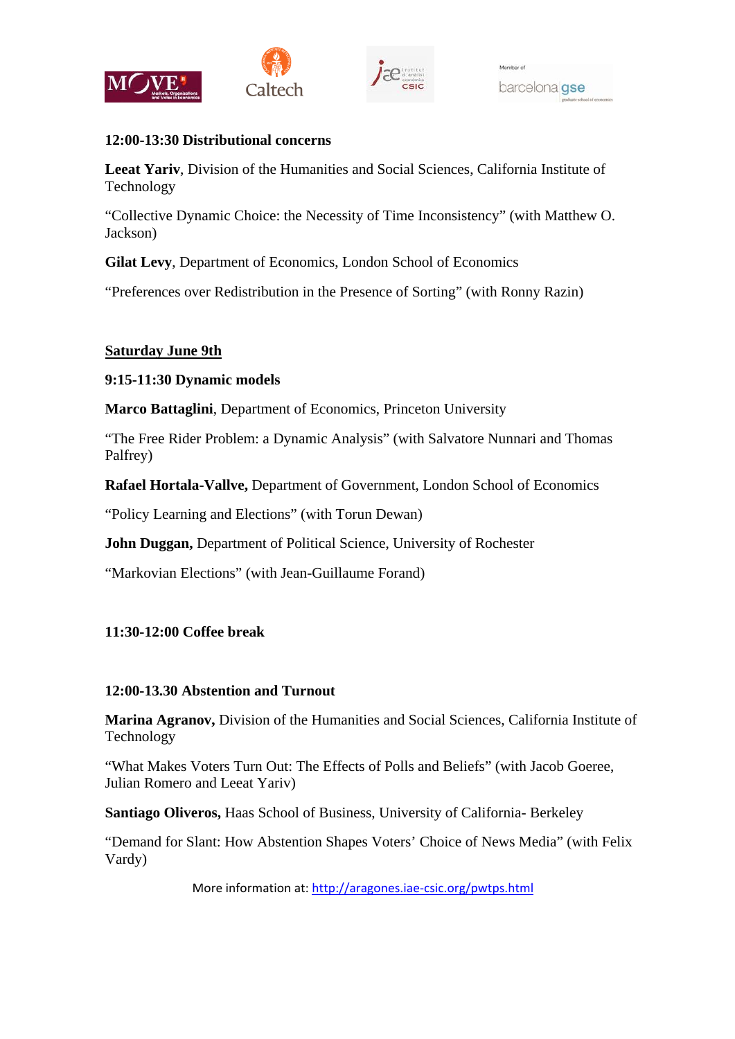**12:00-13:30 Distributional concerns**

**Leeat Yariv**, Division of the Humanities and Social Sciences, California Institute of Technology

"Collective Dynamic Choice: the Necessity of Time Inconsistency" (with Matthew O. Jackson)

**Gilat Levy**, Department of Economics, London School of Economics

"Preferences over Redistribution in the Presence of Sorting" (with Ronny Razin)

## Saturday June 9th

**9:15-11:30 Dynamic models**

**Marco Battaglini**, Department of Economics, Princeton University

"The Free Rider Problem: a Dynamic Analysis" (with Salvatore Nunnari and Thomas Palfrey)

**Rafael Hortala-Vallve,** Department of Government, London School of Economics

"Policy Learning and Elections" (with Torun Dewan)

**John Duggan,** Department of Political Science, University of Rochester

"Markovian Elections" (with Jean-Guillaume Forand)

**11:30-12:00 Coffee break**

**12:00-13.30 Abstention and Turnout**

**Marina Agranov,** Division of the Humanities and Social Sciences, California Institute of Technology

"What Makes Voters Turn Out: The Effects of Polls and Beliefs" (with Jacob Goeree, Julian Romero and Leeat Yariv)

**Santiago Oliveros,** Haas School of Business, University of California- Berkeley

"Demand for Slant: How Abstention Shapes Voters' Choice of News Media" (with Felix Vardy)

More information at: http://aragones.iae-csic.org/pwtps.html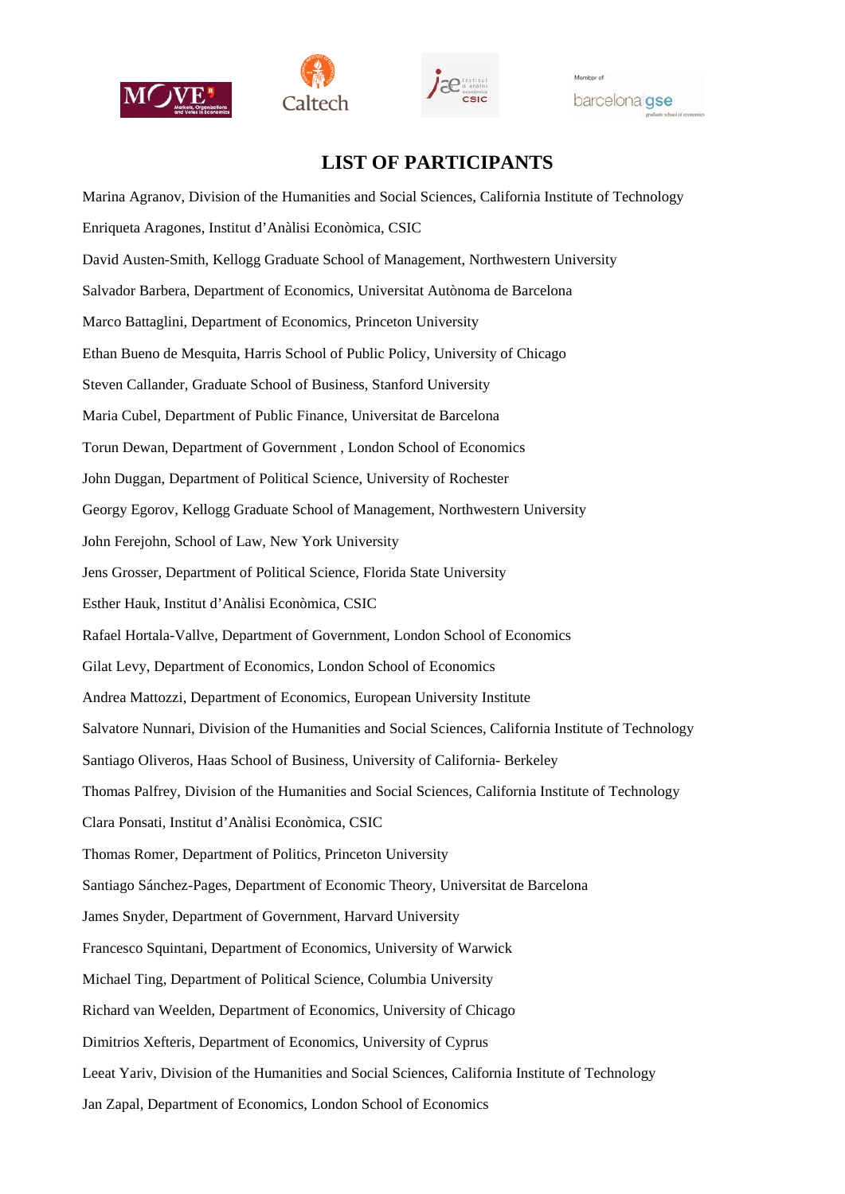# LIST OF PARTICIPANTS

Marina Agranov, Division of the Humanities and Social Sciences, California Institute of Technology

Enriqueta Aragones, Institut d'Anàlisi Econòmica, CSIC

David Austen-Smith, Kellogg Graduate School of Management, Northwestern University

Salvador Barbera, Department of Economics, Universitat Autònoma de Barcelona

Marco Battaglini, Department of Economics, Princeton University

Ethan Bueno de Mesquita, Harris School of Public Policy, University of Chicago

Steven Callander, Graduate School of Business, Stanford University

Maria Cubel, Department of Public Finance, Universitat de Barcelona

Torun Dewan, Department of Government , London School of Economics

John Duggan, Department of Political Science, University of Rochester

Georgy Egorov, Kellogg Graduate School of Management, Northwestern University

John Ferejohn, School of Law, New York University

Jens Grosser, Department of Political Science, Florida State University

Esther Hauk, Institut d'Anàlisi Econòmica, CSIC

Rafael Hortala-Vallve, Department of Government, London School of Economics

Gilat Levy, Department of Economics, London School of Economics

Andrea Mattozzi, Department of Economics, European University Institute

Salvatore Nunnari, Division of the Humanities and Social Sciences, California Institute of Technology

Santiago Oliveros, Haas School of Business, University of California- Berkeley

Thomas Palfrey, Division of the Humanities and Social Sciences, California Institute of Technology

Clara Ponsati, Institut d'Anàlisi Econòmica, CSIC

Thomas Romer, Department of Politics, Princeton University

Santiago Sánchez-Pages, Department of Economic Theory, Universitat de Barcelona

James Snyder, Department of Government, Harvard University

Francesco Squintani, Department of Economics, University of Warwick

Michael Ting, Department of Political Science, Columbia University

Richard van Weelden, Department of Economics, University of Chicago

Dimitrios Xefteris, Department of Economics, University of Cyprus

Leeat Yariv, Division of the Humanities and Social Sciences, California Institute of Technology

Jan Zapal, Department of Economics, London School of Economics